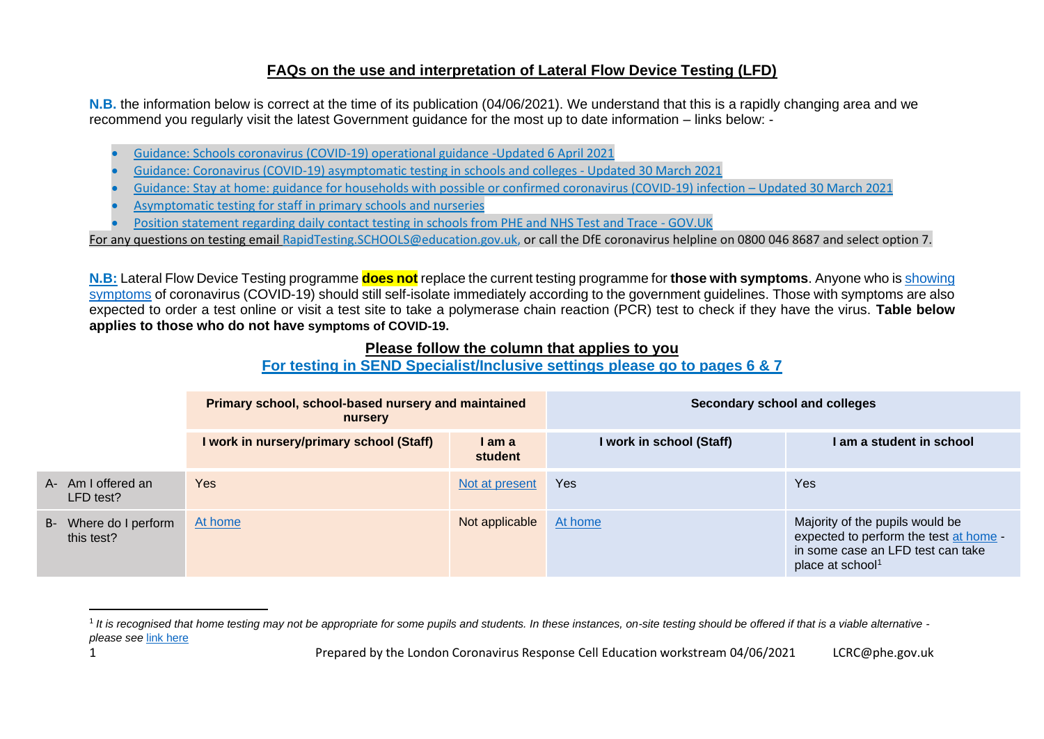# FAQs on the use and interpretation of Lateral Flow Device Testing (LFD)

**N.B.** the information below is correct at the time of its publication (04/06/2021). We understand that this is a rapidly changing area and we recommend you regularly visit the latest Government guidance for the most up to date information – links below: -

- Guidance: Schools coronavirus (COVID-19) operational guidance -Updated 6 April 2021
- Guidance: Coronavirus (COVID-19) asymptomatic testing in schools and colleges - Updated 30 March 2021
- Guidance: Stay at home: guidance for households with possible or confirmed coronavirus (COVID-19) infection – Updated 30 March 2021
- Asymptomatic testing for staff in primary schools and nurseries
- Position statement regarding daily contact testing in schools from PHE and NHS Test and Trace - GOV.UK

For any questions on testing email RapidTesting.SCHOOLS@education.gov.uk, or call the DfE coronavirus helpline on 0800 046 8687 and select option 7.

**N.B:** Lateral Flow Device Testing programme **does not** replace the current testing programme for **those with symptoms**. Anyone who is showing symptoms of coronavirus (COVID-19) should still self-isolate immediately according to the government guidelines. Those with symptoms are also expected to order a test online or visit a test site to take a polymerase chain reaction (PCR) test to check if they have the virus. **Table below applies to those who do not have symptoms of COVID-19.**

**Please follow the column that applies to you**

**For testing in SEND Specialist/Inclusive settings please go to pages 6 & 7**

| | Primary school, school-based nursery and maintained nursery | | Secondary school and colleges | |
|---|---|---|---|---|
| | **I work in nursery/primary school (Staff)** | **I am a student** | **I work in school (Staff)** | **I am a student in school** |
| A- Am I offered an LFD test? | Yes | Not at present | Yes | Yes |
| B- Where do I perform this test? | At home | Not applicable | At home | Majority of the pupils would be expected to perform the test at home - in some case an LFD test can take place at school[1] |

[1] *It is recognised that home testing may not be appropriate for some pupils and students. In these instances, on-site testing should be offered if that is a viable alternative - please see* link here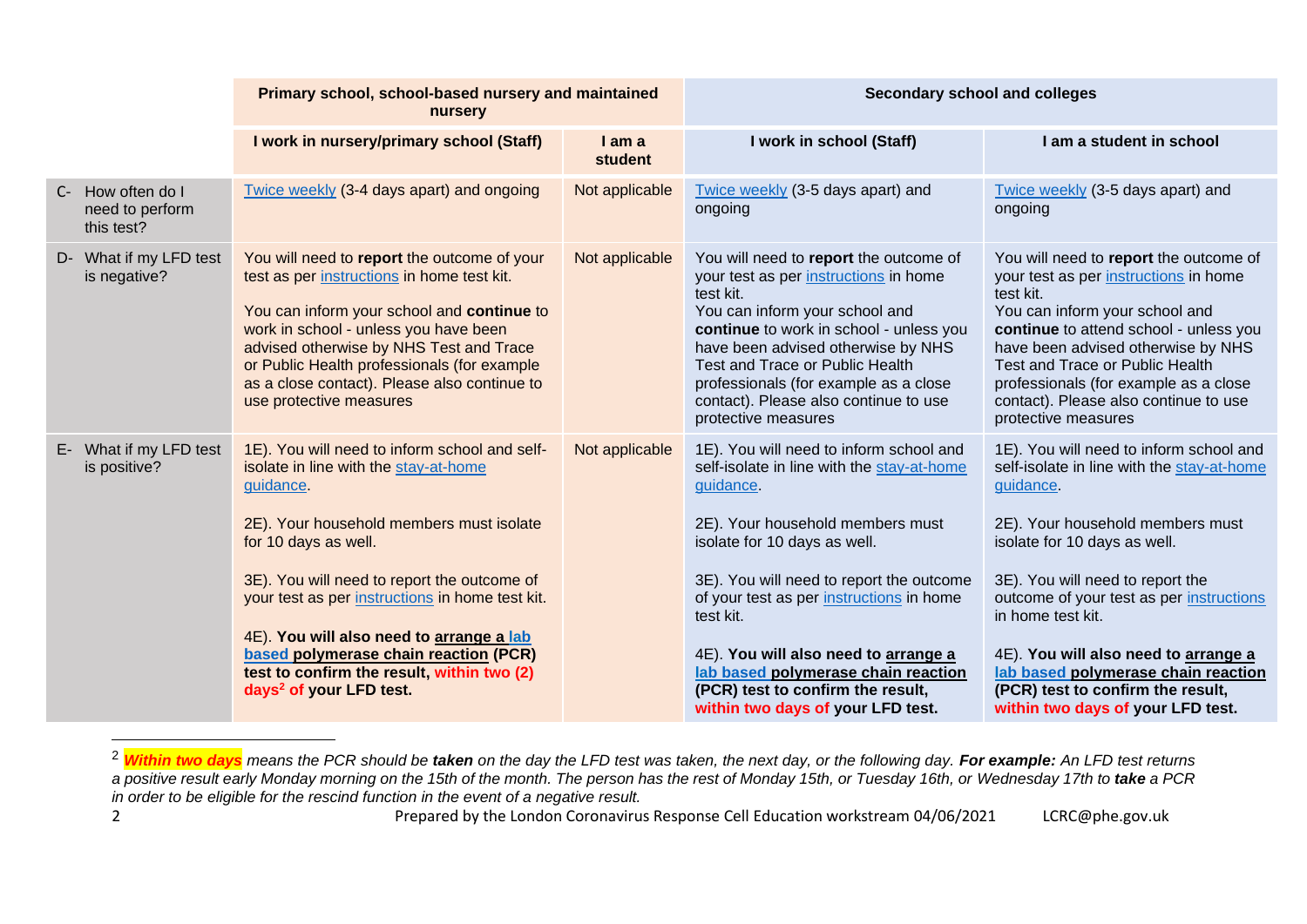| | Primary school, school-based nursery and maintained nursery | | Secondary school and colleges | |
|---|---|---|---|---|
| | **I work in nursery/primary school (Staff)** | **I am a student** | **I work in school (Staff)** | **I am a student in school** |
| C- How often do I need to perform this test? | Twice weekly (3-4 days apart) and ongoing | Not applicable | Twice weekly (3-5 days apart) and ongoing | Twice weekly (3-5 days apart) and ongoing |
| D- What if my LFD test is negative? | You will need to **report** the outcome of your test as per instructions in home test kit.<br><br>You can inform your school and **continue** to work in school - unless you have been advised otherwise by NHS Test and Trace or Public Health professionals (for example as a close contact). Please also continue to use protective measures | Not applicable | You will need to **report** the outcome of your test as per instructions in home test kit.<br>You can inform your school and **continue** to work in school - unless you have been advised otherwise by NHS Test and Trace or Public Health professionals (for example as a close contact). Please also continue to use protective measures | You will need to **report** the outcome of your test as per instructions in home test kit.<br>You can inform your school and **continue** to attend school - unless you have been advised otherwise by NHS Test and Trace or Public Health professionals (for example as a close contact). Please also continue to use protective measures |
| E- What if my LFD test is positive? | 1E). You will need to inform school and self-isolate in line with the stay-at-home guidance.<br><br>2E). Your household members must isolate for 10 days as well.<br><br>3E). You will need to report the outcome of your test as per instructions in home test kit.<br><br>4E). **You will also need to arrange a lab based polymerase chain reaction (PCR) test to confirm the result, within two (2) days[2] of your LFD test.** | Not applicable | 1E). You will need to inform school and self-isolate in line with the stay-at-home guidance.<br><br>2E). Your household members must isolate for 10 days as well.<br><br>3E). You will need to report the outcome of your test as per instructions in home test kit.<br><br>4E). **You will also need to arrange a lab based polymerase chain reaction (PCR) test to confirm the result, within two days of your LFD test.** | 1E). You will need to inform school and self-isolate in line with the stay-at-home guidance.<br><br>2E). Your household members must isolate for 10 days as well.<br><br>3E). You will need to report the outcome of your test as per instructions in home test kit.<br><br>4E). **You will also need to arrange a lab based polymerase chain reaction (PCR) test to confirm the result, within two days of your LFD test.** |

[2] ***Within two days*** *means the PCR should be* ***taken*** *on the day the LFD test was taken, the next day, or the following day.* ***For example:*** *An LFD test returns a positive result early Monday morning on the 15th of the month. The person has the rest of Monday 15th, or Tuesday 16th, or Wednesday 17th to* ***take*** *a PCR in order to be eligible for the rescind function in the event of a negative result.*

Prepared by the London Coronavirus Response Cell Education workstream 04/06/2021 LCRC@phe.gov.uk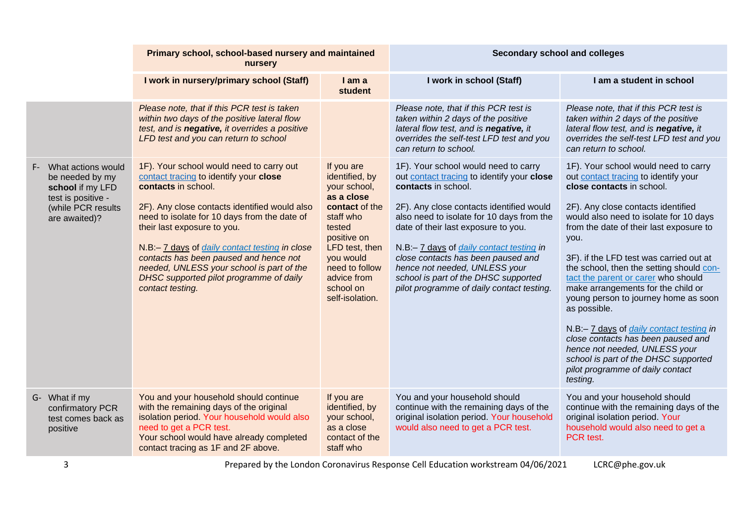| | Primary school, school-based nursery and maintained nursery | | Secondary school and colleges | |
|---|---|---|---|---|
| | **I work in nursery/primary school (Staff)** | **I am a student** | **I work in school (Staff)** | **I am a student in school** |
| | *Please note, that if this PCR test is taken within two days of the positive lateral flow test, and is **negative,** it overrides a positive LFD test and you can return to school* | | *Please note, that if this PCR test is taken within 2 days of the positive lateral flow test, and is **negative,** it overrides the self-test LFD test and you can return to school.* | *Please note, that if this PCR test is taken within 2 days of the positive lateral flow test, and is **negative,** it overrides the self-test LFD test and you can return to school.* |
| F- What actions would be needed by my **school** if my LFD test is positive - (while PCR results are awaited)? | 1F). Your school would need to carry out contact tracing to identify your **close contacts** in school.<br><br>2F). Any close contacts identified would also need to isolate for 10 days from the date of their last exposure to you.<br><br>N.B:– 7 days of *daily contact testing in close contacts has been paused and hence not needed, UNLESS your school is part of the DHSC supported pilot programme of daily contact testing.* | If you are identified, by your school, **as a close contact** of the staff who tested positive on LFD test, then you would need to follow advice from school on self-isolation. | 1F). Your school would need to carry out contact tracing to identify your **close contacts** in school.<br><br>2F). Any close contacts identified would also need to isolate for 10 days from the date of their last exposure to you.<br><br>N.B:– 7 days of *daily contact testing in close contacts has been paused and hence not needed, UNLESS your school is part of the DHSC supported pilot programme of daily contact testing.* | 1F). Your school would need to carry out contact tracing to identify your **close contacts** in school.<br><br>2F). Any close contacts identified would also need to isolate for 10 days from the date of their last exposure to you.<br><br>3F). if the LFD test was carried out at the school, then the setting should contact the parent or carer who should make arrangements for the child or young person to journey home as soon as possible.<br><br>N.B:– 7 days of *daily contact testing in close contacts has been paused and hence not needed, UNLESS your school is part of the DHSC supported pilot programme of daily contact testing.* |
| G- What if my confirmatory PCR test comes back as positive | You and your household should continue with the remaining days of the original isolation period. Your household would also need to get a PCR test.<br>Your school would have already completed contact tracing as 1F and 2F above. | If you are identified, by your school, as a close contact of the staff who | You and your household should continue with the remaining days of the original isolation period. Your household would also need to get a PCR test. | You and your household should continue with the remaining days of the original isolation period. Your household would also need to get a PCR test. |

Prepared by the London Coronavirus Response Cell Education workstream 04/06/2021 LCRC@phe.gov.uk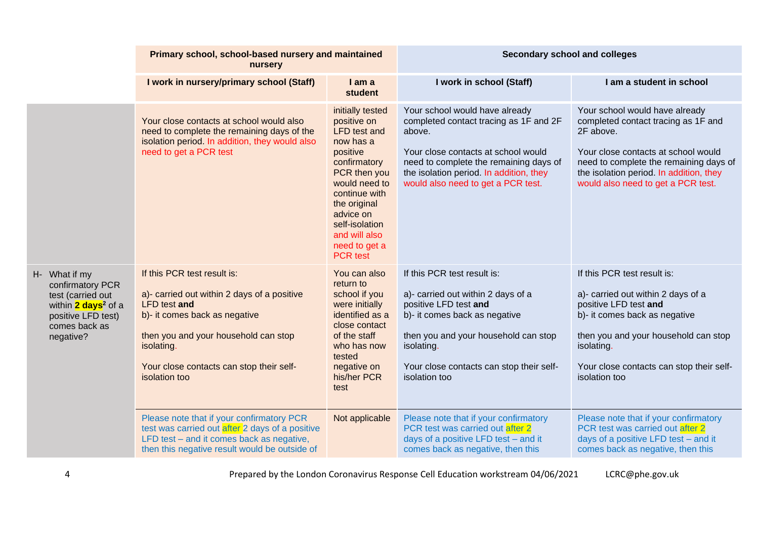| | Primary school, school-based nursery and maintained nursery | | Secondary school and colleges | |
|---|---|---|---|---|
| | **I work in nursery/primary school (Staff)** | **I am a student** | **I work in school (Staff)** | **I am a student in school** |
| | Your close contacts at school would also need to complete the remaining days of the isolation period. In addition, they would also need to get a PCR test | initially tested positive on LFD test and now has a positive confirmatory PCR then you would need to continue with the original advice on self-isolation and will also need to get a PCR test | Your school would have already completed contact tracing as 1F and 2F above. Your close contacts at school would need to complete the remaining days of the isolation period. In addition, they would also need to get a PCR test. | Your school would have already completed contact tracing as 1F and 2F above. Your close contacts at school would need to complete the remaining days of the isolation period. In addition, they would also need to get a PCR test. |
| H- What if my confirmatory PCR test (carried out within **2 days**[2] of a positive LFD test) comes back as negative? | If this PCR test result is: a)- carried out within 2 days of a positive LFD test **and** b)- it comes back as negative then you and your household can stop isolating. Your close contacts can stop their self-isolation too | You can also return to school if you were initially identified as a close contact of the staff who has now tested negative on his/her PCR test | If this PCR test result is: a)- carried out within 2 days of a positive LFD test **and** b)- it comes back as negative then you and your household can stop isolating. Your close contacts can stop their self-isolation too | If this PCR test result is: a)- carried out within 2 days of a positive LFD test **and** b)- it comes back as negative then you and your household can stop isolating. Your close contacts can stop their self-isolation too |
| | Please note that if your confirmatory PCR test was carried out after 2 days of a positive LFD test – and it comes back as negative, then this negative result would be outside of | Not applicable | Please note that if your confirmatory PCR test was carried out after 2 days of a positive LFD test – and it comes back as negative, then this | Please note that if your confirmatory PCR test was carried out after 2 days of a positive LFD test – and it comes back as negative, then this |

Prepared by the London Coronavirus Response Cell Education workstream 04/06/2021 LCRC@phe.gov.uk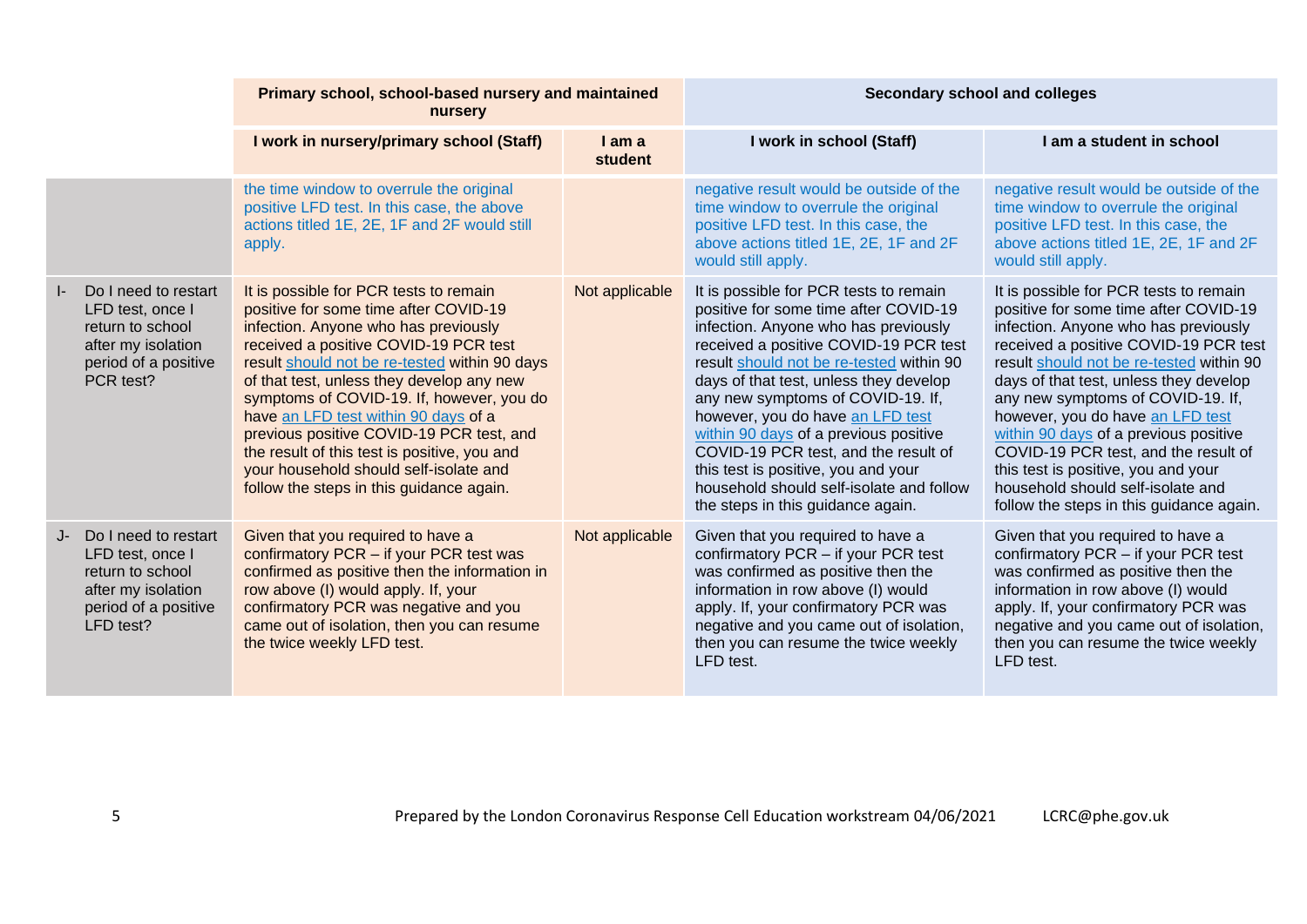| | Primary school, school-based nursery and maintained nursery | | Secondary school and colleges | |
|---|---|---|---|---|
| | I work in nursery/primary school (Staff) | I am a student | I work in school (Staff) | I am a student in school |
| | the time window to overrule the original positive LFD test. In this case, the above actions titled 1E, 2E, 1F and 2F would still apply. | | negative result would be outside of the time window to overrule the original positive LFD test. In this case, the above actions titled 1E, 2E, 1F and 2F would still apply. | negative result would be outside of the time window to overrule the original positive LFD test. In this case, the above actions titled 1E, 2E, 1F and 2F would still apply. |
| I- Do I need to restart LFD test, once I return to school after my isolation period of a positive PCR test? | It is possible for PCR tests to remain positive for some time after COVID-19 infection. Anyone who has previously received a positive COVID-19 PCR test result should not be re-tested within 90 days of that test, unless they develop any new symptoms of COVID-19. If, however, you do have an LFD test within 90 days of a previous positive COVID-19 PCR test, and the result of this test is positive, you and your household should self-isolate and follow the steps in this guidance again. | Not applicable | It is possible for PCR tests to remain positive for some time after COVID-19 infection. Anyone who has previously received a positive COVID-19 PCR test result should not be re-tested within 90 days of that test, unless they develop any new symptoms of COVID-19. If, however, you do have an LFD test within 90 days of a previous positive COVID-19 PCR test, and the result of this test is positive, you and your household should self-isolate and follow the steps in this guidance again. | It is possible for PCR tests to remain positive for some time after COVID-19 infection. Anyone who has previously received a positive COVID-19 PCR test result should not be re-tested within 90 days of that test, unless they develop any new symptoms of COVID-19. If, however, you do have an LFD test within 90 days of a previous positive COVID-19 PCR test, and the result of this test is positive, you and your household should self-isolate and follow the steps in this guidance again. |
| J- Do I need to restart LFD test, once I return to school after my isolation period of a positive LFD test? | Given that you required to have a confirmatory PCR – if your PCR test was confirmed as positive then the information in row above (I) would apply. If, your confirmatory PCR was negative and you came out of isolation, then you can resume the twice weekly LFD test. | Not applicable | Given that you required to have a confirmatory PCR – if your PCR test was confirmed as positive then the information in row above (I) would apply. If, your confirmatory PCR was negative and you came out of isolation, then you can resume the twice weekly LFD test. | Given that you required to have a confirmatory PCR – if your PCR test was confirmed as positive then the information in row above (I) would apply. If, your confirmatory PCR was negative and you came out of isolation, then you can resume the twice weekly LFD test. |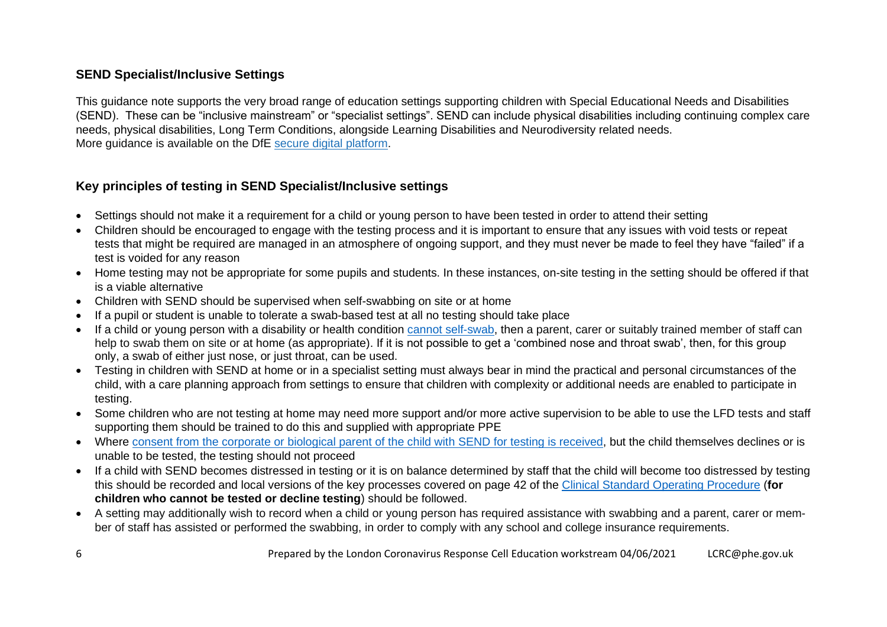## SEND Specialist/Inclusive Settings

This guidance note supports the very broad range of education settings supporting children with Special Educational Needs and Disabilities (SEND). These can be "inclusive mainstream" or "specialist settings". SEND can include physical disabilities including continuing complex care needs, physical disabilities, Long Term Conditions, alongside Learning Disabilities and Neurodiversity related needs.
More guidance is available on the DfE secure digital platform.

## Key principles of testing in SEND Specialist/Inclusive settings

- Settings should not make it a requirement for a child or young person to have been tested in order to attend their setting
- Children should be encouraged to engage with the testing process and it is important to ensure that any issues with void tests or repeat tests that might be required are managed in an atmosphere of ongoing support, and they must never be made to feel they have "failed" if a test is voided for any reason
- Home testing may not be appropriate for some pupils and students. In these instances, on-site testing in the setting should be offered if that is a viable alternative
- Children with SEND should be supervised when self-swabbing on site or at home
- If a pupil or student is unable to tolerate a swab-based test at all no testing should take place
- If a child or young person with a disability or health condition cannot self-swab, then a parent, carer or suitably trained member of staff can help to swab them on site or at home (as appropriate). If it is not possible to get a 'combined nose and throat swab', then, for this group only, a swab of either just nose, or just throat, can be used.
- Testing in children with SEND at home or in a specialist setting must always bear in mind the practical and personal circumstances of the child, with a care planning approach from settings to ensure that children with complexity or additional needs are enabled to participate in testing.
- Some children who are not testing at home may need more support and/or more active supervision to be able to use the LFD tests and staff supporting them should be trained to do this and supplied with appropriate PPE
- Where consent from the corporate or biological parent of the child with SEND for testing is received, but the child themselves declines or is unable to be tested, the testing should not proceed
- If a child with SEND becomes distressed in testing or it is on balance determined by staff that the child will become too distressed by testing this should be recorded and local versions of the key processes covered on page 42 of the Clinical Standard Operating Procedure (**for children who cannot be tested or decline testing**) should be followed.
- A setting may additionally wish to record when a child or young person has required assistance with swabbing and a parent, carer or member of staff has assisted or performed the swabbing, in order to comply with any school and college insurance requirements.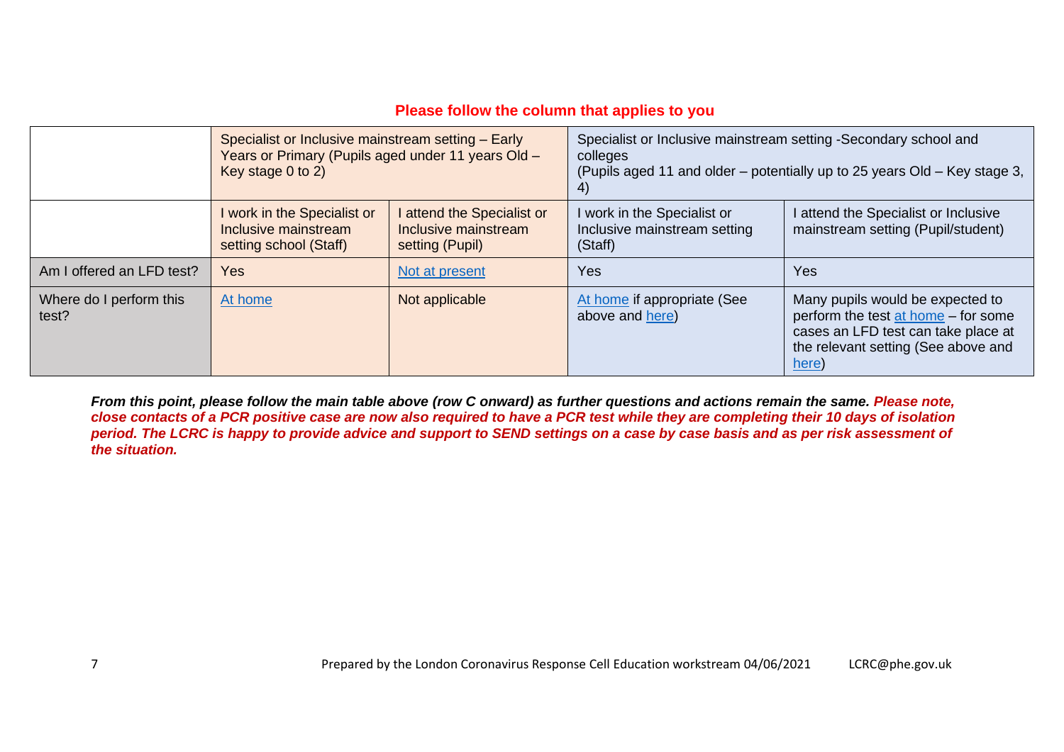**Please follow the column that applies to you**

| | Specialist or Inclusive mainstream setting – Early Years or Primary (Pupils aged under 11 years Old – Key stage 0 to 2) | | Specialist or Inclusive mainstream setting -Secondary school and colleges (Pupils aged 11 and older – potentially up to 25 years Old – Key stage 3, 4) | |
|---|---|---|---|---|
| | I work in the Specialist or Inclusive mainstream setting school (Staff) | I attend the Specialist or Inclusive mainstream setting (Pupil) | I work in the Specialist or Inclusive mainstream setting (Staff) | I attend the Specialist or Inclusive mainstream setting (Pupil/student) |
| Am I offered an LFD test? | Yes | Not at present | Yes | Yes |
| Where do I perform this test? | At home | Not applicable | At home if appropriate (See above and here) | Many pupils would be expected to perform the test at home – for some cases an LFD test can take place at the relevant setting (See above and here) |

***From this point, please follow the main table above (row C onward) as further questions and actions remain the same. Please note, close contacts of a PCR positive case are now also required to have a PCR test while they are completing their 10 days of isolation period. The LCRC is happy to provide advice and support to SEND settings on a case by case basis and as per risk assessment of the situation.***